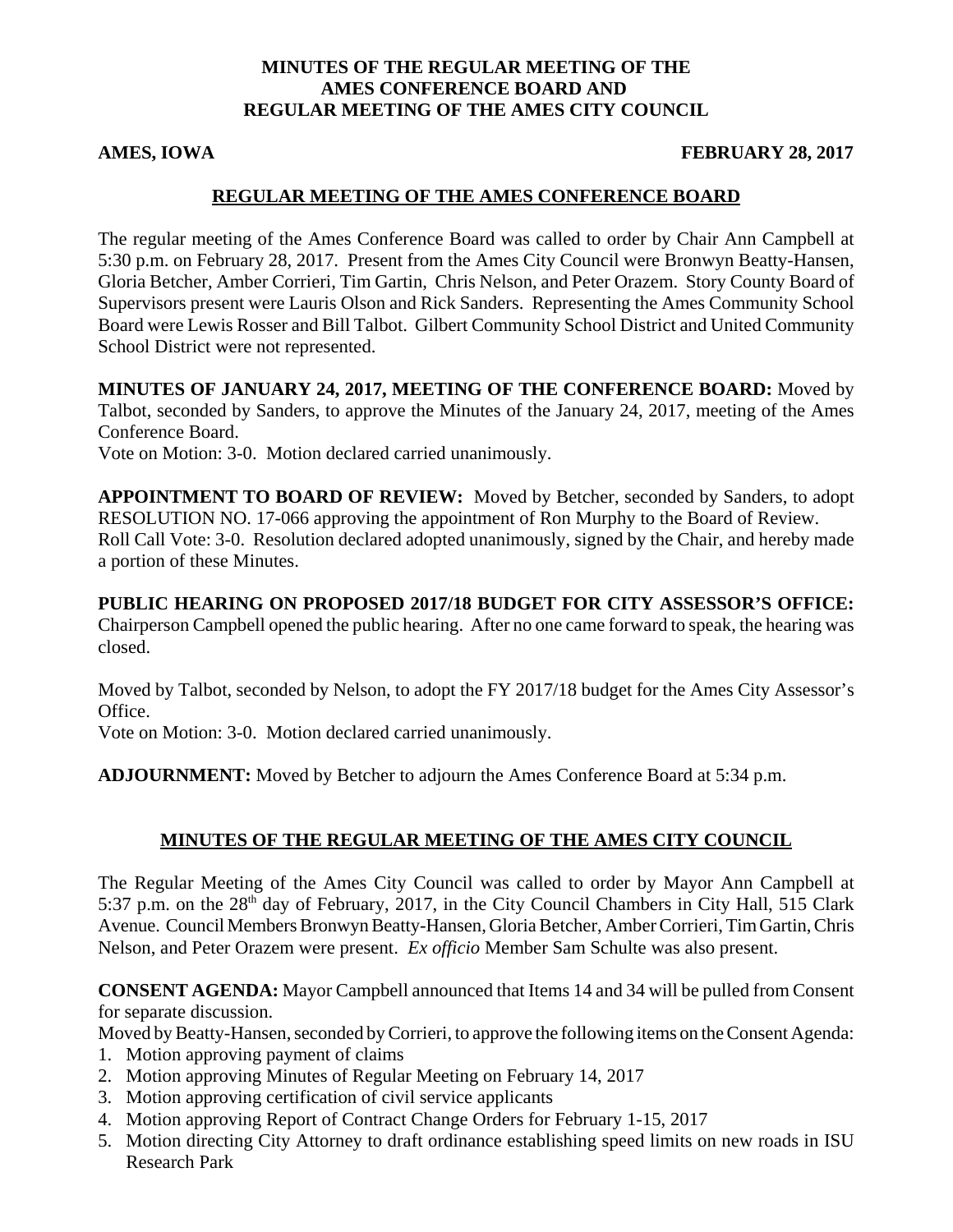**MINUTES OF THE REGULAR MEETING OF THE AMES CONFERENCE BOARD AND REGULAR MEETING OF THE AMES CITY COUNCIL**

**AMES, IOWA** **FEBRUARY 28, 2017**

## REGULAR MEETING OF THE AMES CONFERENCE BOARD

The regular meeting of the Ames Conference Board was called to order by Chair Ann Campbell at 5:30 p.m. on February 28, 2017. Present from the Ames City Council were Bronwyn Beatty-Hansen, Gloria Betcher, Amber Corrieri, Tim Gartin, Chris Nelson, and Peter Orazem. Story County Board of Supervisors present were Lauris Olson and Rick Sanders. Representing the Ames Community School Board were Lewis Rosser and Bill Talbot. Gilbert Community School District and United Community School District were not represented.

**MINUTES OF JANUARY 24, 2017, MEETING OF THE CONFERENCE BOARD:** Moved by Talbot, seconded by Sanders, to approve the Minutes of the January 24, 2017, meeting of the Ames Conference Board.
Vote on Motion: 3-0. Motion declared carried unanimously.

**APPOINTMENT TO BOARD OF REVIEW:** Moved by Betcher, seconded by Sanders, to adopt RESOLUTION NO. 17-066 approving the appointment of Ron Murphy to the Board of Review.
Roll Call Vote: 3-0. Resolution declared adopted unanimously, signed by the Chair, and hereby made a portion of these Minutes.

**PUBLIC HEARING ON PROPOSED 2017/18 BUDGET FOR CITY ASSESSOR'S OFFICE:** Chairperson Campbell opened the public hearing. After no one came forward to speak, the hearing was closed.

Moved by Talbot, seconded by Nelson, to adopt the FY 2017/18 budget for the Ames City Assessor's Office.
Vote on Motion: 3-0. Motion declared carried unanimously.

**ADJOURNMENT:** Moved by Betcher to adjourn the Ames Conference Board at 5:34 p.m.

## MINUTES OF THE REGULAR MEETING OF THE AMES CITY COUNCIL

The Regular Meeting of the Ames City Council was called to order by Mayor Ann Campbell at 5:37 p.m. on the 28th day of February, 2017, in the City Council Chambers in City Hall, 515 Clark Avenue. Council Members Bronwyn Beatty-Hansen, Gloria Betcher, Amber Corrieri, Tim Gartin, Chris Nelson, and Peter Orazem were present. *Ex officio* Member Sam Schulte was also present.

**CONSENT AGENDA:** Mayor Campbell announced that Items 14 and 34 will be pulled from Consent for separate discussion.

Moved by Beatty-Hansen, seconded by Corrieri, to approve the following items on the Consent Agenda:

1. Motion approving payment of claims
2. Motion approving Minutes of Regular Meeting on February 14, 2017
3. Motion approving certification of civil service applicants
4. Motion approving Report of Contract Change Orders for February 1-15, 2017
5. Motion directing City Attorney to draft ordinance establishing speed limits on new roads in ISU Research Park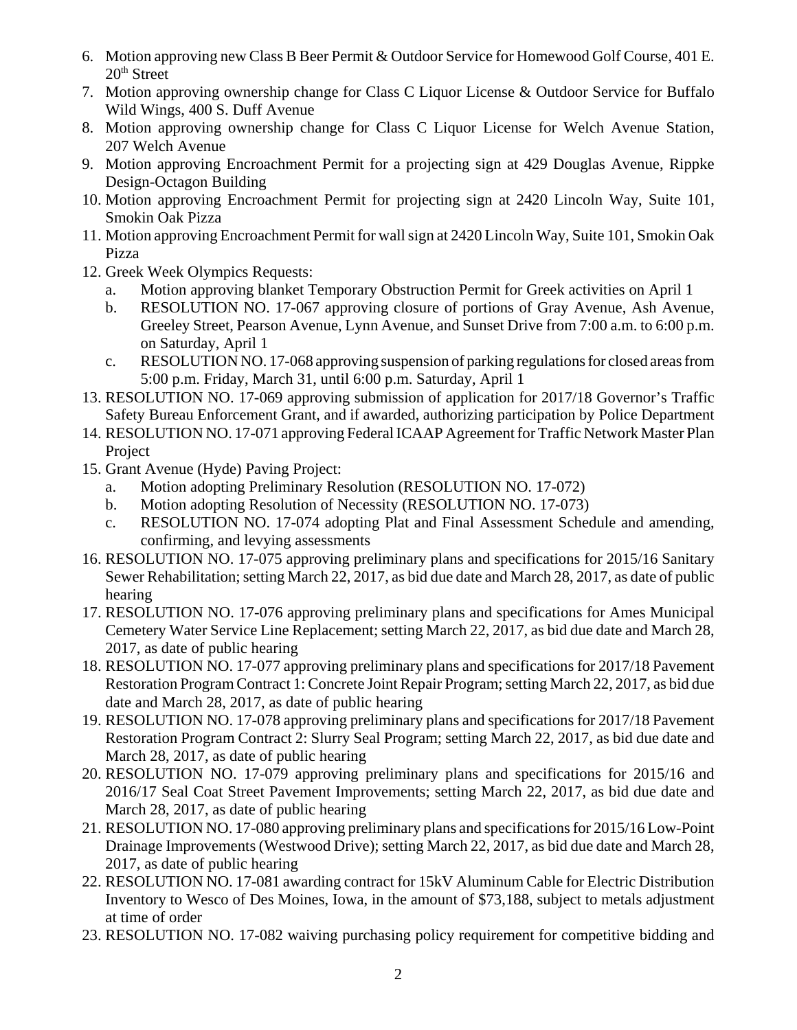6. Motion approving new Class B Beer Permit & Outdoor Service for Homewood Golf Course, 401 E. 20th Street
7. Motion approving ownership change for Class C Liquor License & Outdoor Service for Buffalo Wild Wings, 400 S. Duff Avenue
8. Motion approving ownership change for Class C Liquor License for Welch Avenue Station, 207 Welch Avenue
9. Motion approving Encroachment Permit for a projecting sign at 429 Douglas Avenue, Rippke Design-Octagon Building
10. Motion approving Encroachment Permit for projecting sign at 2420 Lincoln Way, Suite 101, Smokin Oak Pizza
11. Motion approving Encroachment Permit for wall sign at 2420 Lincoln Way, Suite 101, Smokin Oak Pizza
12. Greek Week Olympics Requests:
    a. Motion approving blanket Temporary Obstruction Permit for Greek activities on April 1
    b. RESOLUTION NO. 17-067 approving closure of portions of Gray Avenue, Ash Avenue, Greeley Street, Pearson Avenue, Lynn Avenue, and Sunset Drive from 7:00 a.m. to 6:00 p.m. on Saturday, April 1
    c. RESOLUTION NO. 17-068 approving suspension of parking regulations for closed areas from 5:00 p.m. Friday, March 31, until 6:00 p.m. Saturday, April 1
13. RESOLUTION NO. 17-069 approving submission of application for 2017/18 Governor's Traffic Safety Bureau Enforcement Grant, and if awarded, authorizing participation by Police Department
14. RESOLUTION NO. 17-071 approving Federal ICAAP Agreement for Traffic Network Master Plan Project
15. Grant Avenue (Hyde) Paving Project:
    a. Motion adopting Preliminary Resolution (RESOLUTION NO. 17-072)
    b. Motion adopting Resolution of Necessity (RESOLUTION NO. 17-073)
    c. RESOLUTION NO. 17-074 adopting Plat and Final Assessment Schedule and amending, confirming, and levying assessments
16. RESOLUTION NO. 17-075 approving preliminary plans and specifications for 2015/16 Sanitary Sewer Rehabilitation; setting March 22, 2017, as bid due date and March 28, 2017, as date of public hearing
17. RESOLUTION NO. 17-076 approving preliminary plans and specifications for Ames Municipal Cemetery Water Service Line Replacement; setting March 22, 2017, as bid due date and March 28, 2017, as date of public hearing
18. RESOLUTION NO. 17-077 approving preliminary plans and specifications for 2017/18 Pavement Restoration Program Contract 1: Concrete Joint Repair Program; setting March 22, 2017, as bid due date and March 28, 2017, as date of public hearing
19. RESOLUTION NO. 17-078 approving preliminary plans and specifications for 2017/18 Pavement Restoration Program Contract 2: Slurry Seal Program; setting March 22, 2017, as bid due date and March 28, 2017, as date of public hearing
20. RESOLUTION NO. 17-079 approving preliminary plans and specifications for 2015/16 and 2016/17 Seal Coat Street Pavement Improvements; setting March 22, 2017, as bid due date and March 28, 2017, as date of public hearing
21. RESOLUTION NO. 17-080 approving preliminary plans and specifications for 2015/16 Low-Point Drainage Improvements (Westwood Drive); setting March 22, 2017, as bid due date and March 28, 2017, as date of public hearing
22. RESOLUTION NO. 17-081 awarding contract for 15kV Aluminum Cable for Electric Distribution Inventory to Wesco of Des Moines, Iowa, in the amount of $73,188, subject to metals adjustment at time of order
23. RESOLUTION NO. 17-082 waiving purchasing policy requirement for competitive bidding and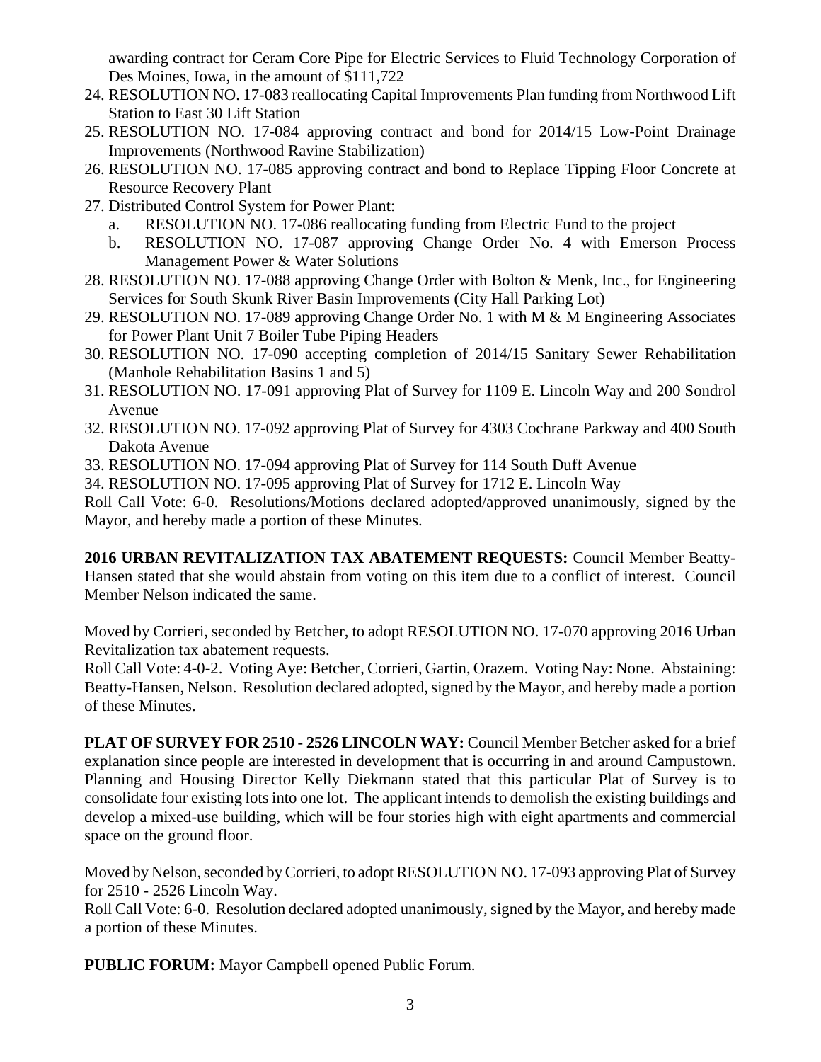awarding contract for Ceram Core Pipe for Electric Services to Fluid Technology Corporation of Des Moines, Iowa, in the amount of $111,722

24. RESOLUTION NO. 17-083 reallocating Capital Improvements Plan funding from Northwood Lift Station to East 30 Lift Station
25. RESOLUTION NO. 17-084 approving contract and bond for 2014/15 Low-Point Drainage Improvements (Northwood Ravine Stabilization)
26. RESOLUTION NO. 17-085 approving contract and bond to Replace Tipping Floor Concrete at Resource Recovery Plant
27. Distributed Control System for Power Plant:
    a. RESOLUTION NO. 17-086 reallocating funding from Electric Fund to the project
    b. RESOLUTION NO. 17-087 approving Change Order No. 4 with Emerson Process Management Power & Water Solutions
28. RESOLUTION NO. 17-088 approving Change Order with Bolton & Menk, Inc., for Engineering Services for South Skunk River Basin Improvements (City Hall Parking Lot)
29. RESOLUTION NO. 17-089 approving Change Order No. 1 with M & M Engineering Associates for Power Plant Unit 7 Boiler Tube Piping Headers
30. RESOLUTION NO. 17-090 accepting completion of 2014/15 Sanitary Sewer Rehabilitation (Manhole Rehabilitation Basins 1 and 5)
31. RESOLUTION NO. 17-091 approving Plat of Survey for 1109 E. Lincoln Way and 200 Sondrol Avenue
32. RESOLUTION NO. 17-092 approving Plat of Survey for 4303 Cochrane Parkway and 400 South Dakota Avenue
33. RESOLUTION NO. 17-094 approving Plat of Survey for 114 South Duff Avenue
34. RESOLUTION NO. 17-095 approving Plat of Survey for 1712 E. Lincoln Way

Roll Call Vote: 6-0. Resolutions/Motions declared adopted/approved unanimously, signed by the Mayor, and hereby made a portion of these Minutes.

**2016 URBAN REVITALIZATION TAX ABATEMENT REQUESTS:** Council Member Beatty-Hansen stated that she would abstain from voting on this item due to a conflict of interest. Council Member Nelson indicated the same.

Moved by Corrieri, seconded by Betcher, to adopt RESOLUTION NO. 17-070 approving 2016 Urban Revitalization tax abatement requests.
Roll Call Vote: 4-0-2. Voting Aye: Betcher, Corrieri, Gartin, Orazem. Voting Nay: None. Abstaining: Beatty-Hansen, Nelson. Resolution declared adopted, signed by the Mayor, and hereby made a portion of these Minutes.

**PLAT OF SURVEY FOR 2510 - 2526 LINCOLN WAY:** Council Member Betcher asked for a brief explanation since people are interested in development that is occurring in and around Campustown. Planning and Housing Director Kelly Diekmann stated that this particular Plat of Survey is to consolidate four existing lots into one lot. The applicant intends to demolish the existing buildings and develop a mixed-use building, which will be four stories high with eight apartments and commercial space on the ground floor.

Moved by Nelson, seconded by Corrieri, to adopt RESOLUTION NO. 17-093 approving Plat of Survey for 2510 - 2526 Lincoln Way.
Roll Call Vote: 6-0. Resolution declared adopted unanimously, signed by the Mayor, and hereby made a portion of these Minutes.

**PUBLIC FORUM:** Mayor Campbell opened Public Forum.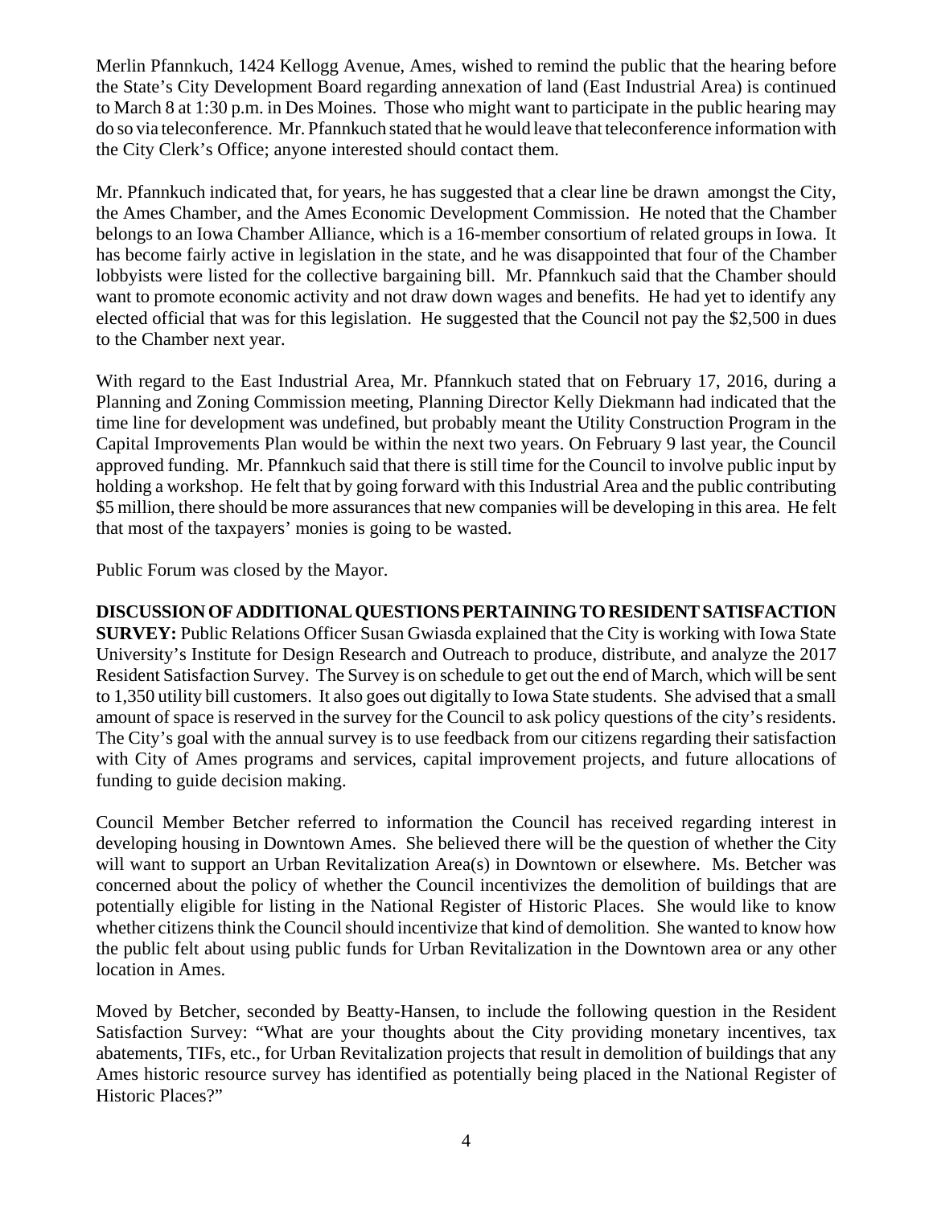Merlin Pfannkuch, 1424 Kellogg Avenue, Ames, wished to remind the public that the hearing before the State's City Development Board regarding annexation of land (East Industrial Area) is continued to March 8 at 1:30 p.m. in Des Moines. Those who might want to participate in the public hearing may do so via teleconference. Mr. Pfannkuch stated that he would leave that teleconference information with the City Clerk's Office; anyone interested should contact them.

Mr. Pfannkuch indicated that, for years, he has suggested that a clear line be drawn amongst the City, the Ames Chamber, and the Ames Economic Development Commission. He noted that the Chamber belongs to an Iowa Chamber Alliance, which is a 16-member consortium of related groups in Iowa. It has become fairly active in legislation in the state, and he was disappointed that four of the Chamber lobbyists were listed for the collective bargaining bill. Mr. Pfannkuch said that the Chamber should want to promote economic activity and not draw down wages and benefits. He had yet to identify any elected official that was for this legislation. He suggested that the Council not pay the $2,500 in dues to the Chamber next year.

With regard to the East Industrial Area, Mr. Pfannkuch stated that on February 17, 2016, during a Planning and Zoning Commission meeting, Planning Director Kelly Diekmann had indicated that the time line for development was undefined, but probably meant the Utility Construction Program in the Capital Improvements Plan would be within the next two years. On February 9 last year, the Council approved funding. Mr. Pfannkuch said that there is still time for the Council to involve public input by holding a workshop. He felt that by going forward with this Industrial Area and the public contributing $5 million, there should be more assurances that new companies will be developing in this area. He felt that most of the taxpayers' monies is going to be wasted.

Public Forum was closed by the Mayor.

**DISCUSSION OF ADDITIONAL QUESTIONS PERTAINING TO RESIDENT SATISFACTION SURVEY:** Public Relations Officer Susan Gwiasda explained that the City is working with Iowa State University's Institute for Design Research and Outreach to produce, distribute, and analyze the 2017 Resident Satisfaction Survey. The Survey is on schedule to get out the end of March, which will be sent to 1,350 utility bill customers. It also goes out digitally to Iowa State students. She advised that a small amount of space is reserved in the survey for the Council to ask policy questions of the city's residents. The City's goal with the annual survey is to use feedback from our citizens regarding their satisfaction with City of Ames programs and services, capital improvement projects, and future allocations of funding to guide decision making.

Council Member Betcher referred to information the Council has received regarding interest in developing housing in Downtown Ames. She believed there will be the question of whether the City will want to support an Urban Revitalization Area(s) in Downtown or elsewhere. Ms. Betcher was concerned about the policy of whether the Council incentivizes the demolition of buildings that are potentially eligible for listing in the National Register of Historic Places. She would like to know whether citizens think the Council should incentivize that kind of demolition. She wanted to know how the public felt about using public funds for Urban Revitalization in the Downtown area or any other location in Ames.

Moved by Betcher, seconded by Beatty-Hansen, to include the following question in the Resident Satisfaction Survey: "What are your thoughts about the City providing monetary incentives, tax abatements, TIFs, etc., for Urban Revitalization projects that result in demolition of buildings that any Ames historic resource survey has identified as potentially being placed in the National Register of Historic Places?"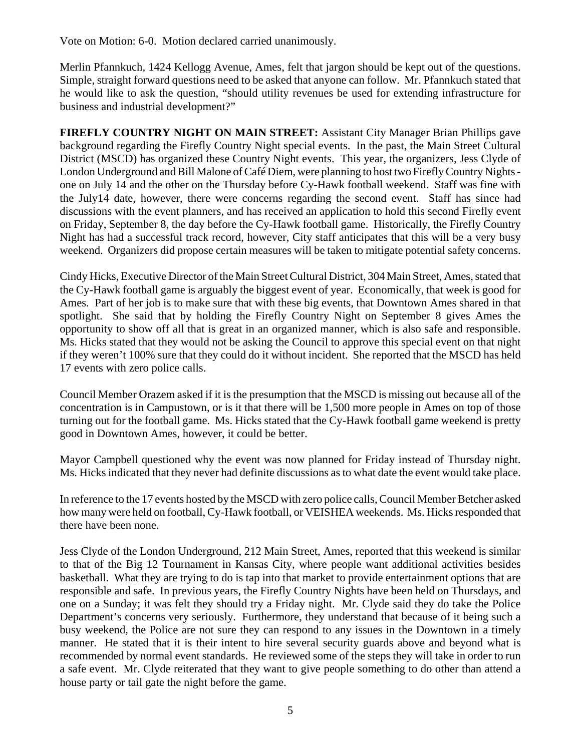Vote on Motion: 6-0. Motion declared carried unanimously.

Merlin Pfannkuch, 1424 Kellogg Avenue, Ames, felt that jargon should be kept out of the questions. Simple, straight forward questions need to be asked that anyone can follow. Mr. Pfannkuch stated that he would like to ask the question, "should utility revenues be used for extending infrastructure for business and industrial development?"

**FIREFLY COUNTRY NIGHT ON MAIN STREET:** Assistant City Manager Brian Phillips gave background regarding the Firefly Country Night special events. In the past, the Main Street Cultural District (MSCD) has organized these Country Night events. This year, the organizers, Jess Clyde of London Underground and Bill Malone of Café Diem, were planning to host two Firefly Country Nights - one on July 14 and the other on the Thursday before Cy-Hawk football weekend. Staff was fine with the July14 date, however, there were concerns regarding the second event. Staff has since had discussions with the event planners, and has received an application to hold this second Firefly event on Friday, September 8, the day before the Cy-Hawk football game. Historically, the Firefly Country Night has had a successful track record, however, City staff anticipates that this will be a very busy weekend. Organizers did propose certain measures will be taken to mitigate potential safety concerns.

Cindy Hicks, Executive Director of the Main Street Cultural District, 304 Main Street, Ames, stated that the Cy-Hawk football game is arguably the biggest event of year. Economically, that week is good for Ames. Part of her job is to make sure that with these big events, that Downtown Ames shared in that spotlight. She said that by holding the Firefly Country Night on September 8 gives Ames the opportunity to show off all that is great in an organized manner, which is also safe and responsible. Ms. Hicks stated that they would not be asking the Council to approve this special event on that night if they weren't 100% sure that they could do it without incident. She reported that the MSCD has held 17 events with zero police calls.

Council Member Orazem asked if it is the presumption that the MSCD is missing out because all of the concentration is in Campustown, or is it that there will be 1,500 more people in Ames on top of those turning out for the football game. Ms. Hicks stated that the Cy-Hawk football game weekend is pretty good in Downtown Ames, however, it could be better.

Mayor Campbell questioned why the event was now planned for Friday instead of Thursday night. Ms. Hicks indicated that they never had definite discussions as to what date the event would take place.

In reference to the 17 events hosted by the MSCD with zero police calls, Council Member Betcher asked how many were held on football, Cy-Hawk football, or VEISHEA weekends. Ms. Hicks responded that there have been none.

Jess Clyde of the London Underground, 212 Main Street, Ames, reported that this weekend is similar to that of the Big 12 Tournament in Kansas City, where people want additional activities besides basketball. What they are trying to do is tap into that market to provide entertainment options that are responsible and safe. In previous years, the Firefly Country Nights have been held on Thursdays, and one on a Sunday; it was felt they should try a Friday night. Mr. Clyde said they do take the Police Department's concerns very seriously. Furthermore, they understand that because of it being such a busy weekend, the Police are not sure they can respond to any issues in the Downtown in a timely manner. He stated that it is their intent to hire several security guards above and beyond what is recommended by normal event standards. He reviewed some of the steps they will take in order to run a safe event. Mr. Clyde reiterated that they want to give people something to do other than attend a house party or tail gate the night before the game.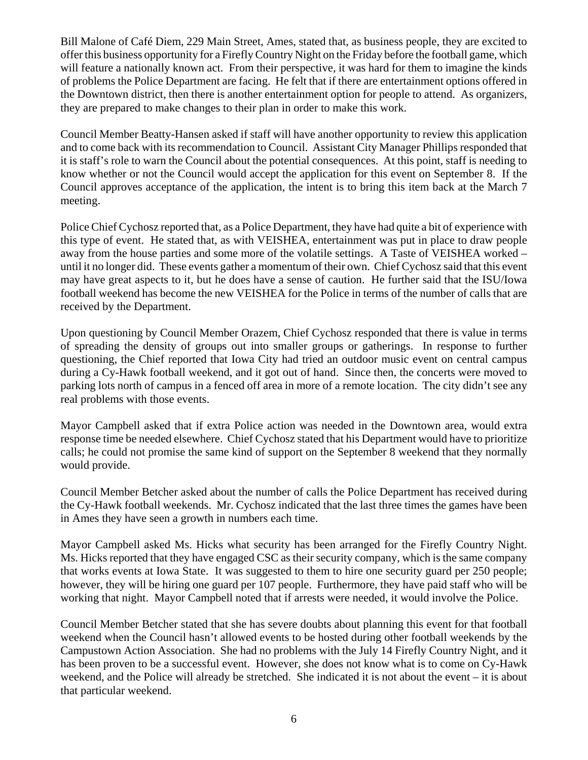Bill Malone of Café Diem, 229 Main Street, Ames, stated that, as business people, they are excited to offer this business opportunity for a Firefly Country Night on the Friday before the football game, which will feature a nationally known act. From their perspective, it was hard for them to imagine the kinds of problems the Police Department are facing. He felt that if there are entertainment options offered in the Downtown district, then there is another entertainment option for people to attend. As organizers, they are prepared to make changes to their plan in order to make this work.

Council Member Beatty-Hansen asked if staff will have another opportunity to review this application and to come back with its recommendation to Council. Assistant City Manager Phillips responded that it is staff's role to warn the Council about the potential consequences. At this point, staff is needing to know whether or not the Council would accept the application for this event on September 8. If the Council approves acceptance of the application, the intent is to bring this item back at the March 7 meeting.

Police Chief Cychosz reported that, as a Police Department, they have had quite a bit of experience with this type of event. He stated that, as with VEISHEA, entertainment was put in place to draw people away from the house parties and some more of the volatile settings. A Taste of VEISHEA worked – until it no longer did. These events gather a momentum of their own. Chief Cychosz said that this event may have great aspects to it, but he does have a sense of caution. He further said that the ISU/Iowa football weekend has become the new VEISHEA for the Police in terms of the number of calls that are received by the Department.

Upon questioning by Council Member Orazem, Chief Cychosz responded that there is value in terms of spreading the density of groups out into smaller groups or gatherings. In response to further questioning, the Chief reported that Iowa City had tried an outdoor music event on central campus during a Cy-Hawk football weekend, and it got out of hand. Since then, the concerts were moved to parking lots north of campus in a fenced off area in more of a remote location. The city didn't see any real problems with those events.

Mayor Campbell asked that if extra Police action was needed in the Downtown area, would extra response time be needed elsewhere. Chief Cychosz stated that his Department would have to prioritize calls; he could not promise the same kind of support on the September 8 weekend that they normally would provide.

Council Member Betcher asked about the number of calls the Police Department has received during the Cy-Hawk football weekends. Mr. Cychosz indicated that the last three times the games have been in Ames they have seen a growth in numbers each time.

Mayor Campbell asked Ms. Hicks what security has been arranged for the Firefly Country Night. Ms. Hicks reported that they have engaged CSC as their security company, which is the same company that works events at Iowa State. It was suggested to them to hire one security guard per 250 people; however, they will be hiring one guard per 107 people. Furthermore, they have paid staff who will be working that night. Mayor Campbell noted that if arrests were needed, it would involve the Police.

Council Member Betcher stated that she has severe doubts about planning this event for that football weekend when the Council hasn't allowed events to be hosted during other football weekends by the Campustown Action Association. She had no problems with the July 14 Firefly Country Night, and it has been proven to be a successful event. However, she does not know what is to come on Cy-Hawk weekend, and the Police will already be stretched. She indicated it is not about the event – it is about that particular weekend.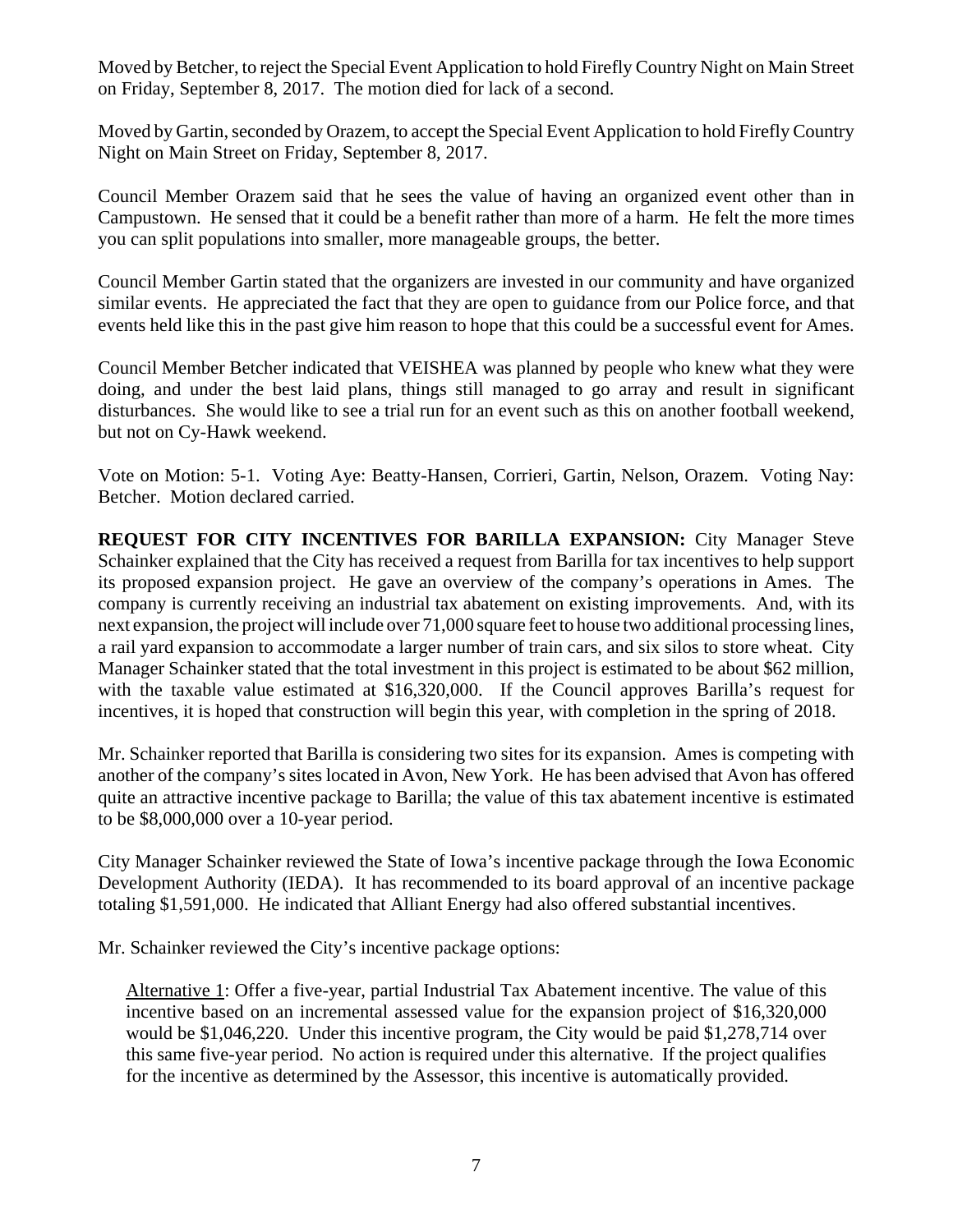Moved by Betcher, to reject the Special Event Application to hold Firefly Country Night on Main Street on Friday, September 8, 2017. The motion died for lack of a second.

Moved by Gartin, seconded by Orazem, to accept the Special Event Application to hold Firefly Country Night on Main Street on Friday, September 8, 2017.

Council Member Orazem said that he sees the value of having an organized event other than in Campustown. He sensed that it could be a benefit rather than more of a harm. He felt the more times you can split populations into smaller, more manageable groups, the better.

Council Member Gartin stated that the organizers are invested in our community and have organized similar events. He appreciated the fact that they are open to guidance from our Police force, and that events held like this in the past give him reason to hope that this could be a successful event for Ames.

Council Member Betcher indicated that VEISHEA was planned by people who knew what they were doing, and under the best laid plans, things still managed to go array and result in significant disturbances. She would like to see a trial run for an event such as this on another football weekend, but not on Cy-Hawk weekend.

Vote on Motion: 5-1. Voting Aye: Beatty-Hansen, Corrieri, Gartin, Nelson, Orazem. Voting Nay: Betcher. Motion declared carried.

**REQUEST FOR CITY INCENTIVES FOR BARILLA EXPANSION:** City Manager Steve Schainker explained that the City has received a request from Barilla for tax incentives to help support its proposed expansion project. He gave an overview of the company's operations in Ames. The company is currently receiving an industrial tax abatement on existing improvements. And, with its next expansion, the project will include over 71,000 square feet to house two additional processing lines, a rail yard expansion to accommodate a larger number of train cars, and six silos to store wheat. City Manager Schainker stated that the total investment in this project is estimated to be about $62 million, with the taxable value estimated at $16,320,000. If the Council approves Barilla's request for incentives, it is hoped that construction will begin this year, with completion in the spring of 2018.

Mr. Schainker reported that Barilla is considering two sites for its expansion. Ames is competing with another of the company's sites located in Avon, New York. He has been advised that Avon has offered quite an attractive incentive package to Barilla; the value of this tax abatement incentive is estimated to be $8,000,000 over a 10-year period.

City Manager Schainker reviewed the State of Iowa's incentive package through the Iowa Economic Development Authority (IEDA). It has recommended to its board approval of an incentive package totaling $1,591,000. He indicated that Alliant Energy had also offered substantial incentives.

Mr. Schainker reviewed the City's incentive package options:

Alternative 1: Offer a five-year, partial Industrial Tax Abatement incentive. The value of this incentive based on an incremental assessed value for the expansion project of $16,320,000 would be $1,046,220. Under this incentive program, the City would be paid $1,278,714 over this same five-year period. No action is required under this alternative. If the project qualifies for the incentive as determined by the Assessor, this incentive is automatically provided.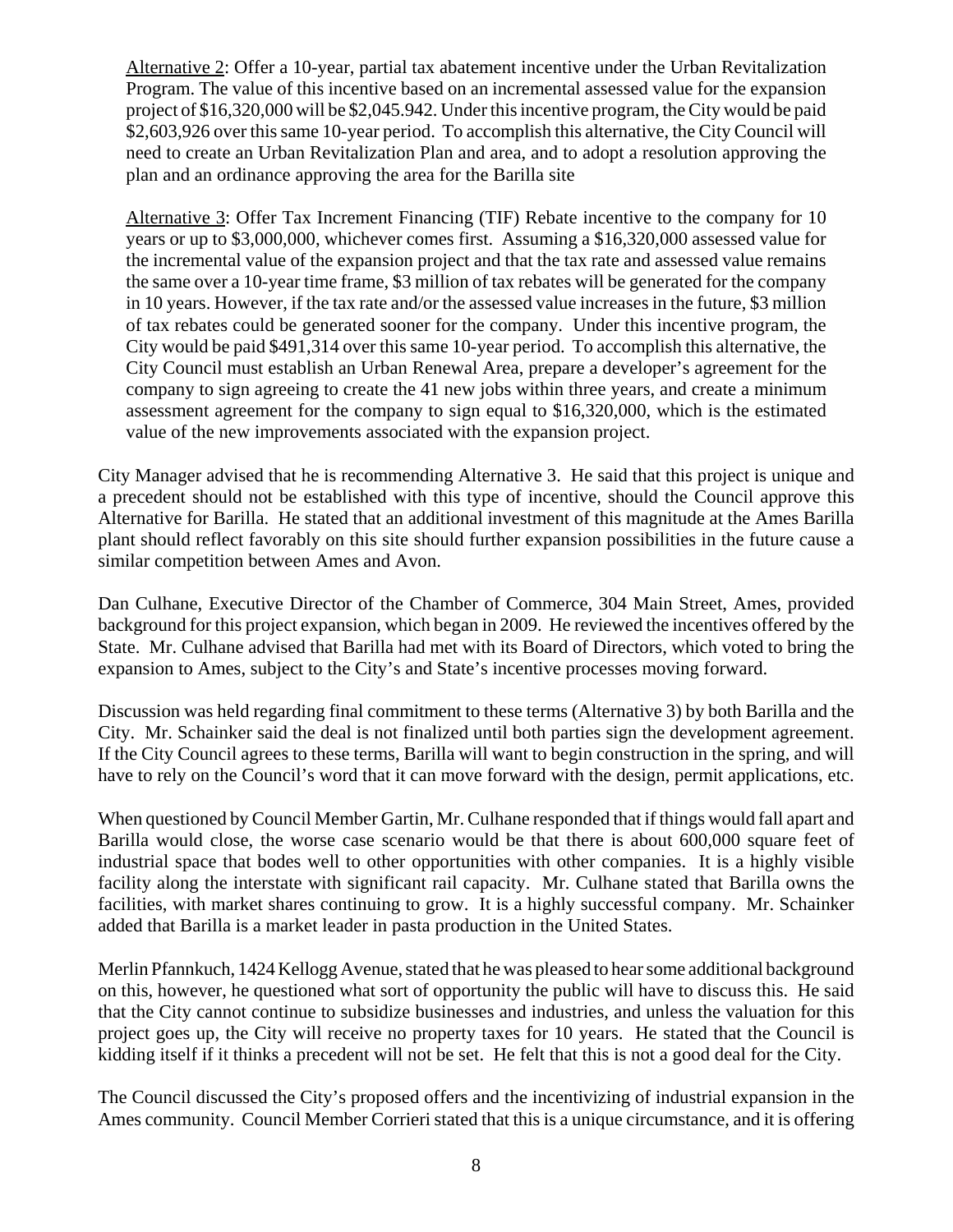Alternative 2: Offer a 10-year, partial tax abatement incentive under the Urban Revitalization Program. The value of this incentive based on an incremental assessed value for the expansion project of $16,320,000 will be $2,045.942. Under this incentive program, the City would be paid $2,603,926 over this same 10-year period. To accomplish this alternative, the City Council will need to create an Urban Revitalization Plan and area, and to adopt a resolution approving the plan and an ordinance approving the area for the Barilla site

Alternative 3: Offer Tax Increment Financing (TIF) Rebate incentive to the company for 10 years or up to $3,000,000, whichever comes first. Assuming a $16,320,000 assessed value for the incremental value of the expansion project and that the tax rate and assessed value remains the same over a 10-year time frame, $3 million of tax rebates will be generated for the company in 10 years. However, if the tax rate and/or the assessed value increases in the future, $3 million of tax rebates could be generated sooner for the company. Under this incentive program, the City would be paid $491,314 over this same 10-year period. To accomplish this alternative, the City Council must establish an Urban Renewal Area, prepare a developer's agreement for the company to sign agreeing to create the 41 new jobs within three years, and create a minimum assessment agreement for the company to sign equal to $16,320,000, which is the estimated value of the new improvements associated with the expansion project.

City Manager advised that he is recommending Alternative 3. He said that this project is unique and a precedent should not be established with this type of incentive, should the Council approve this Alternative for Barilla. He stated that an additional investment of this magnitude at the Ames Barilla plant should reflect favorably on this site should further expansion possibilities in the future cause a similar competition between Ames and Avon.

Dan Culhane, Executive Director of the Chamber of Commerce, 304 Main Street, Ames, provided background for this project expansion, which began in 2009. He reviewed the incentives offered by the State. Mr. Culhane advised that Barilla had met with its Board of Directors, which voted to bring the expansion to Ames, subject to the City's and State's incentive processes moving forward.

Discussion was held regarding final commitment to these terms (Alternative 3) by both Barilla and the City. Mr. Schainker said the deal is not finalized until both parties sign the development agreement. If the City Council agrees to these terms, Barilla will want to begin construction in the spring, and will have to rely on the Council's word that it can move forward with the design, permit applications, etc.

When questioned by Council Member Gartin, Mr. Culhane responded that if things would fall apart and Barilla would close, the worse case scenario would be that there is about 600,000 square feet of industrial space that bodes well to other opportunities with other companies. It is a highly visible facility along the interstate with significant rail capacity. Mr. Culhane stated that Barilla owns the facilities, with market shares continuing to grow. It is a highly successful company. Mr. Schainker added that Barilla is a market leader in pasta production in the United States.

Merlin Pfannkuch, 1424 Kellogg Avenue, stated that he was pleased to hear some additional background on this, however, he questioned what sort of opportunity the public will have to discuss this. He said that the City cannot continue to subsidize businesses and industries, and unless the valuation for this project goes up, the City will receive no property taxes for 10 years. He stated that the Council is kidding itself if it thinks a precedent will not be set. He felt that this is not a good deal for the City.

The Council discussed the City's proposed offers and the incentivizing of industrial expansion in the Ames community. Council Member Corrieri stated that this is a unique circumstance, and it is offering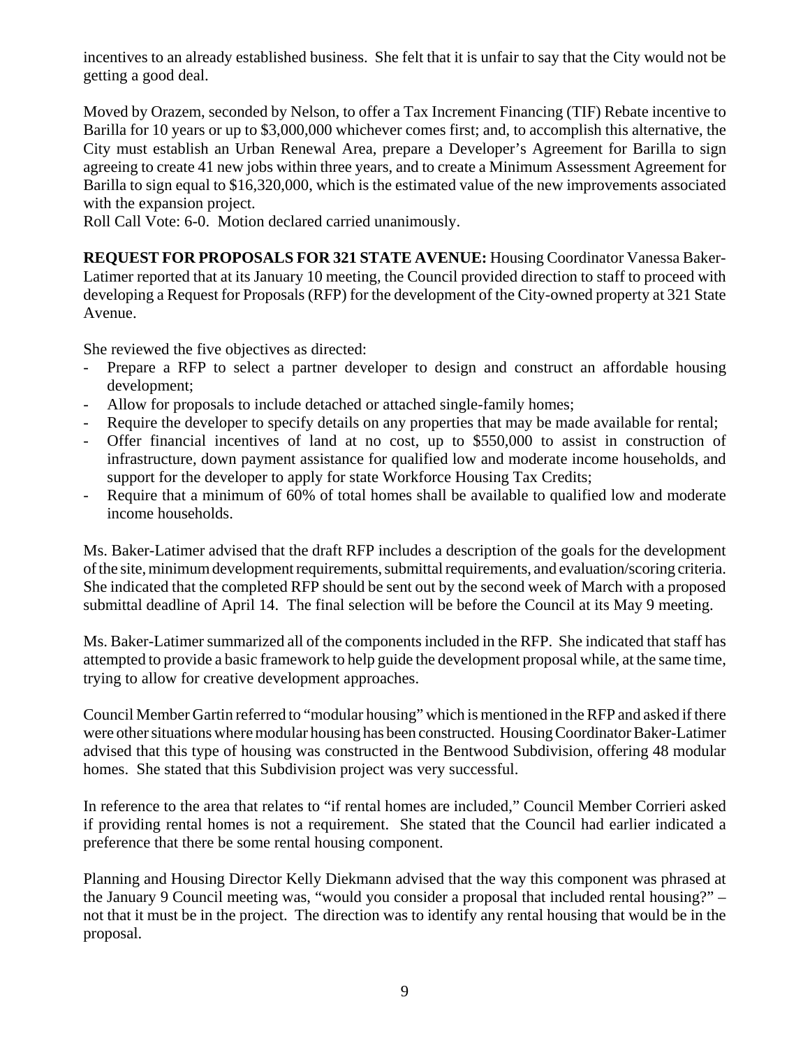incentives to an already established business. She felt that it is unfair to say that the City would not be getting a good deal.

Moved by Orazem, seconded by Nelson, to offer a Tax Increment Financing (TIF) Rebate incentive to Barilla for 10 years or up to $3,000,000 whichever comes first; and, to accomplish this alternative, the City must establish an Urban Renewal Area, prepare a Developer's Agreement for Barilla to sign agreeing to create 41 new jobs within three years, and to create a Minimum Assessment Agreement for Barilla to sign equal to $16,320,000, which is the estimated value of the new improvements associated with the expansion project.
Roll Call Vote: 6-0. Motion declared carried unanimously.

**REQUEST FOR PROPOSALS FOR 321 STATE AVENUE:** Housing Coordinator Vanessa Baker-Latimer reported that at its January 10 meeting, the Council provided direction to staff to proceed with developing a Request for Proposals (RFP) for the development of the City-owned property at 321 State Avenue.

She reviewed the five objectives as directed:

- Prepare a RFP to select a partner developer to design and construct an affordable housing development;
- Allow for proposals to include detached or attached single-family homes;
- Require the developer to specify details on any properties that may be made available for rental;
- Offer financial incentives of land at no cost, up to $550,000 to assist in construction of infrastructure, down payment assistance for qualified low and moderate income households, and support for the developer to apply for state Workforce Housing Tax Credits;
- Require that a minimum of 60% of total homes shall be available to qualified low and moderate income households.

Ms. Baker-Latimer advised that the draft RFP includes a description of the goals for the development of the site, minimum development requirements, submittal requirements, and evaluation/scoring criteria. She indicated that the completed RFP should be sent out by the second week of March with a proposed submittal deadline of April 14. The final selection will be before the Council at its May 9 meeting.

Ms. Baker-Latimer summarized all of the components included in the RFP. She indicated that staff has attempted to provide a basic framework to help guide the development proposal while, at the same time, trying to allow for creative development approaches.

Council Member Gartin referred to "modular housing" which is mentioned in the RFP and asked if there were other situations where modular housing has been constructed. Housing Coordinator Baker-Latimer advised that this type of housing was constructed in the Bentwood Subdivision, offering 48 modular homes. She stated that this Subdivision project was very successful.

In reference to the area that relates to "if rental homes are included," Council Member Corrieri asked if providing rental homes is not a requirement. She stated that the Council had earlier indicated a preference that there be some rental housing component.

Planning and Housing Director Kelly Diekmann advised that the way this component was phrased at the January 9 Council meeting was, "would you consider a proposal that included rental housing?" – not that it must be in the project. The direction was to identify any rental housing that would be in the proposal.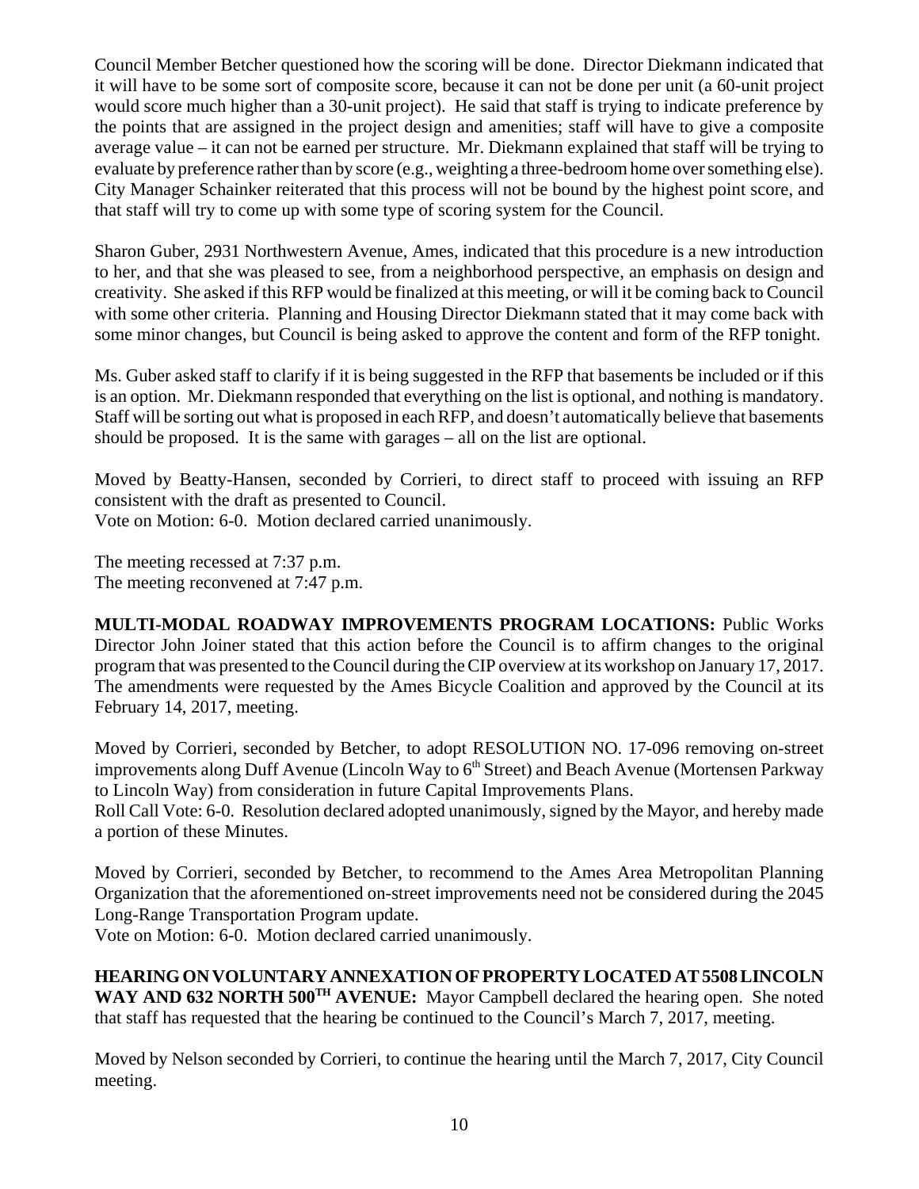Council Member Betcher questioned how the scoring will be done. Director Diekmann indicated that it will have to be some sort of composite score, because it can not be done per unit (a 60-unit project would score much higher than a 30-unit project). He said that staff is trying to indicate preference by the points that are assigned in the project design and amenities; staff will have to give a composite average value – it can not be earned per structure. Mr. Diekmann explained that staff will be trying to evaluate by preference rather than by score (e.g., weighting a three-bedroom home over something else). City Manager Schainker reiterated that this process will not be bound by the highest point score, and that staff will try to come up with some type of scoring system for the Council.

Sharon Guber, 2931 Northwestern Avenue, Ames, indicated that this procedure is a new introduction to her, and that she was pleased to see, from a neighborhood perspective, an emphasis on design and creativity. She asked if this RFP would be finalized at this meeting, or will it be coming back to Council with some other criteria. Planning and Housing Director Diekmann stated that it may come back with some minor changes, but Council is being asked to approve the content and form of the RFP tonight.

Ms. Guber asked staff to clarify if it is being suggested in the RFP that basements be included or if this is an option. Mr. Diekmann responded that everything on the list is optional, and nothing is mandatory. Staff will be sorting out what is proposed in each RFP, and doesn't automatically believe that basements should be proposed. It is the same with garages – all on the list are optional.

Moved by Beatty-Hansen, seconded by Corrieri, to direct staff to proceed with issuing an RFP consistent with the draft as presented to Council.
Vote on Motion: 6-0. Motion declared carried unanimously.

The meeting recessed at 7:37 p.m.
The meeting reconvened at 7:47 p.m.

**MULTI-MODAL ROADWAY IMPROVEMENTS PROGRAM LOCATIONS:** Public Works Director John Joiner stated that this action before the Council is to affirm changes to the original program that was presented to the Council during the CIP overview at its workshop on January 17, 2017. The amendments were requested by the Ames Bicycle Coalition and approved by the Council at its February 14, 2017, meeting.

Moved by Corrieri, seconded by Betcher, to adopt RESOLUTION NO. 17-096 removing on-street improvements along Duff Avenue (Lincoln Way to 6th Street) and Beach Avenue (Mortensen Parkway to Lincoln Way) from consideration in future Capital Improvements Plans.
Roll Call Vote: 6-0. Resolution declared adopted unanimously, signed by the Mayor, and hereby made a portion of these Minutes.

Moved by Corrieri, seconded by Betcher, to recommend to the Ames Area Metropolitan Planning Organization that the aforementioned on-street improvements need not be considered during the 2045 Long-Range Transportation Program update.
Vote on Motion: 6-0. Motion declared carried unanimously.

**HEARING ON VOLUNTARY ANNEXATION OF PROPERTY LOCATED AT 5508 LINCOLN WAY AND 632 NORTH 500TH AVENUE:** Mayor Campbell declared the hearing open. She noted that staff has requested that the hearing be continued to the Council's March 7, 2017, meeting.

Moved by Nelson seconded by Corrieri, to continue the hearing until the March 7, 2017, City Council meeting.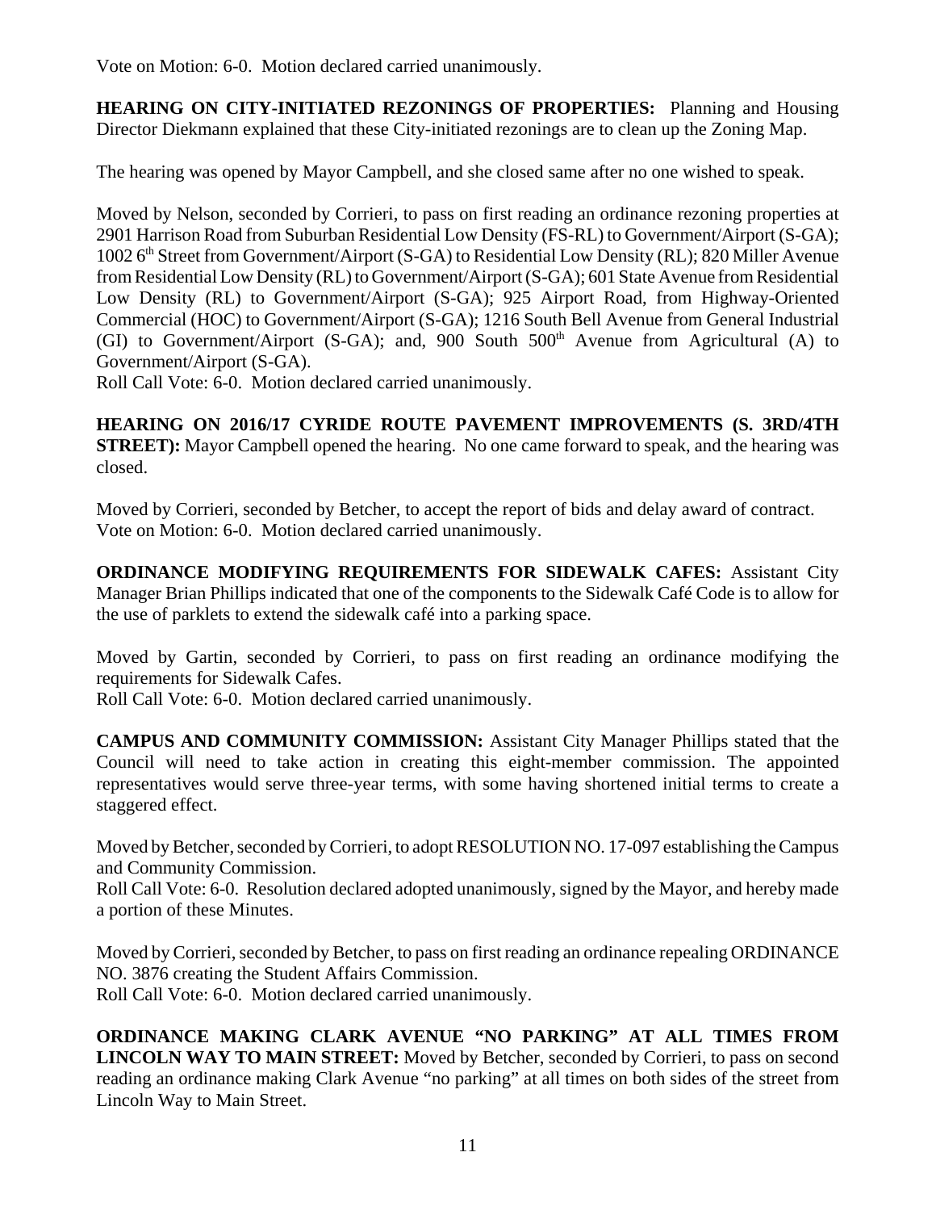Vote on Motion: 6-0. Motion declared carried unanimously.

**HEARING ON CITY-INITIATED REZONINGS OF PROPERTIES:** Planning and Housing Director Diekmann explained that these City-initiated rezonings are to clean up the Zoning Map.

The hearing was opened by Mayor Campbell, and she closed same after no one wished to speak.

Moved by Nelson, seconded by Corrieri, to pass on first reading an ordinance rezoning properties at 2901 Harrison Road from Suburban Residential Low Density (FS-RL) to Government/Airport (S-GA); 1002 6th Street from Government/Airport (S-GA) to Residential Low Density (RL); 820 Miller Avenue from Residential Low Density (RL) to Government/Airport (S-GA); 601 State Avenue from Residential Low Density (RL) to Government/Airport (S-GA); 925 Airport Road, from Highway-Oriented Commercial (HOC) to Government/Airport (S-GA); 1216 South Bell Avenue from General Industrial (GI) to Government/Airport (S-GA); and, 900 South 500th Avenue from Agricultural (A) to Government/Airport (S-GA).
Roll Call Vote: 6-0. Motion declared carried unanimously.

**HEARING ON 2016/17 CYRIDE ROUTE PAVEMENT IMPROVEMENTS (S. 3RD/4TH STREET):** Mayor Campbell opened the hearing. No one came forward to speak, and the hearing was closed.

Moved by Corrieri, seconded by Betcher, to accept the report of bids and delay award of contract.
Vote on Motion: 6-0. Motion declared carried unanimously.

**ORDINANCE MODIFYING REQUIREMENTS FOR SIDEWALK CAFES:** Assistant City Manager Brian Phillips indicated that one of the components to the Sidewalk Café Code is to allow for the use of parklets to extend the sidewalk café into a parking space.

Moved by Gartin, seconded by Corrieri, to pass on first reading an ordinance modifying the requirements for Sidewalk Cafes.
Roll Call Vote: 6-0. Motion declared carried unanimously.

**CAMPUS AND COMMUNITY COMMISSION:** Assistant City Manager Phillips stated that the Council will need to take action in creating this eight-member commission. The appointed representatives would serve three-year terms, with some having shortened initial terms to create a staggered effect.

Moved by Betcher, seconded by Corrieri, to adopt RESOLUTION NO. 17-097 establishing the Campus and Community Commission.
Roll Call Vote: 6-0. Resolution declared adopted unanimously, signed by the Mayor, and hereby made a portion of these Minutes.

Moved by Corrieri, seconded by Betcher, to pass on first reading an ordinance repealing ORDINANCE NO. 3876 creating the Student Affairs Commission.
Roll Call Vote: 6-0. Motion declared carried unanimously.

**ORDINANCE MAKING CLARK AVENUE "NO PARKING" AT ALL TIMES FROM LINCOLN WAY TO MAIN STREET:** Moved by Betcher, seconded by Corrieri, to pass on second reading an ordinance making Clark Avenue "no parking" at all times on both sides of the street from Lincoln Way to Main Street.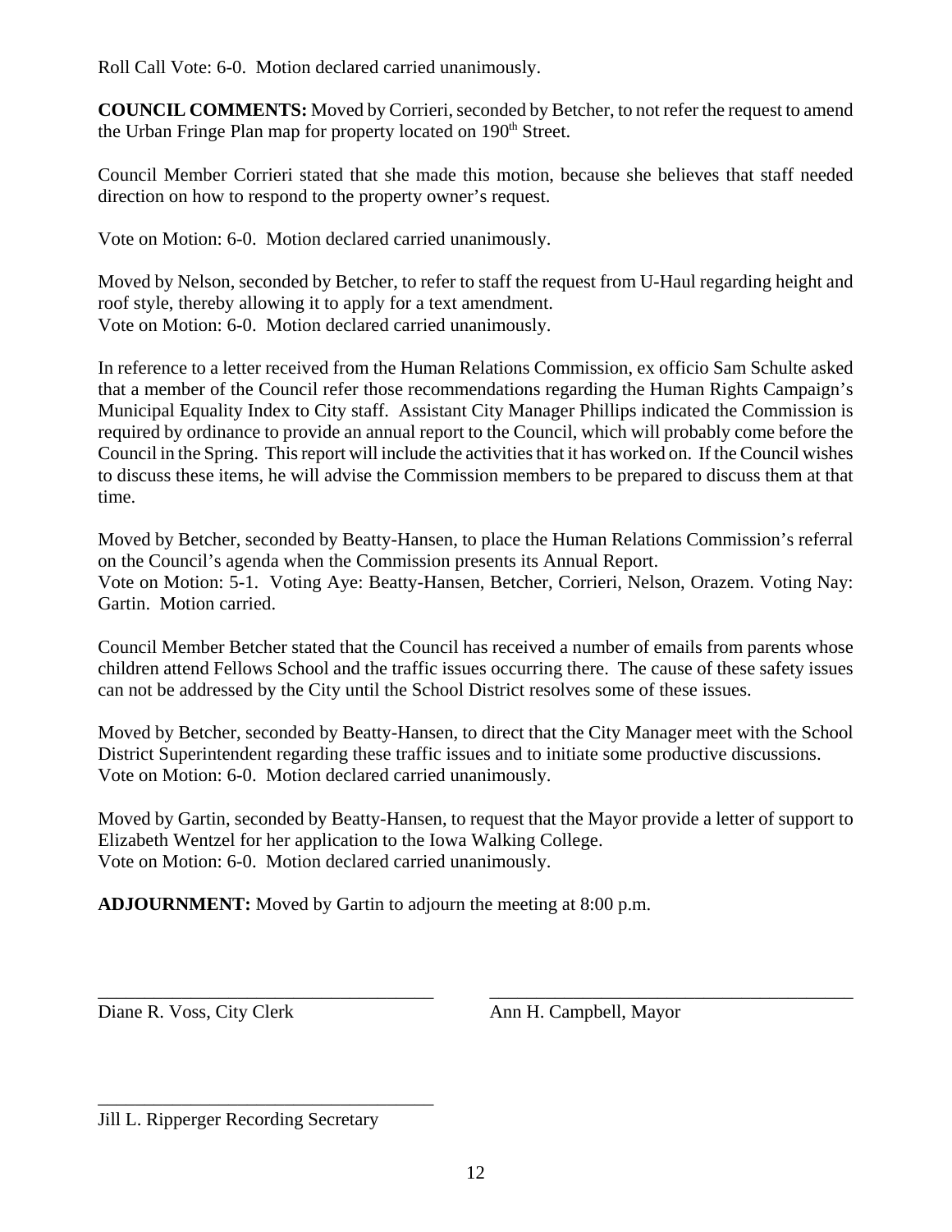Roll Call Vote: 6-0. Motion declared carried unanimously.

**COUNCIL COMMENTS:** Moved by Corrieri, seconded by Betcher, to not refer the request to amend the Urban Fringe Plan map for property located on 190th Street.

Council Member Corrieri stated that she made this motion, because she believes that staff needed direction on how to respond to the property owner's request.

Vote on Motion: 6-0. Motion declared carried unanimously.

Moved by Nelson, seconded by Betcher, to refer to staff the request from U-Haul regarding height and roof style, thereby allowing it to apply for a text amendment.
Vote on Motion: 6-0. Motion declared carried unanimously.

In reference to a letter received from the Human Relations Commission, ex officio Sam Schulte asked that a member of the Council refer those recommendations regarding the Human Rights Campaign's Municipal Equality Index to City staff. Assistant City Manager Phillips indicated the Commission is required by ordinance to provide an annual report to the Council, which will probably come before the Council in the Spring. This report will include the activities that it has worked on. If the Council wishes to discuss these items, he will advise the Commission members to be prepared to discuss them at that time.

Moved by Betcher, seconded by Beatty-Hansen, to place the Human Relations Commission's referral on the Council's agenda when the Commission presents its Annual Report.
Vote on Motion: 5-1. Voting Aye: Beatty-Hansen, Betcher, Corrieri, Nelson, Orazem. Voting Nay: Gartin. Motion carried.

Council Member Betcher stated that the Council has received a number of emails from parents whose children attend Fellows School and the traffic issues occurring there. The cause of these safety issues can not be addressed by the City until the School District resolves some of these issues.

Moved by Betcher, seconded by Beatty-Hansen, to direct that the City Manager meet with the School District Superintendent regarding these traffic issues and to initiate some productive discussions.
Vote on Motion: 6-0. Motion declared carried unanimously.

Moved by Gartin, seconded by Beatty-Hansen, to request that the Mayor provide a letter of support to Elizabeth Wentzel for her application to the Iowa Walking College.
Vote on Motion: 6-0. Motion declared carried unanimously.

**ADJOURNMENT:** Moved by Gartin to adjourn the meeting at 8:00 p.m.

\_\_\_\_\_\_\_\_\_\_\_\_\_\_\_\_\_\_\_\_\_\_\_\_\_\_\_\_\_\_\_\_\_\_\_\_
Diane R. Voss, City Clerk

\_\_\_\_\_\_\_\_\_\_\_\_\_\_\_\_\_\_\_\_\_\_\_\_\_\_\_\_\_\_\_\_\_\_\_\_
Ann H. Campbell, Mayor

\_\_\_\_\_\_\_\_\_\_\_\_\_\_\_\_\_\_\_\_\_\_\_\_\_\_\_\_\_\_\_\_\_\_\_\_
Jill L. Ripperger Recording Secretary